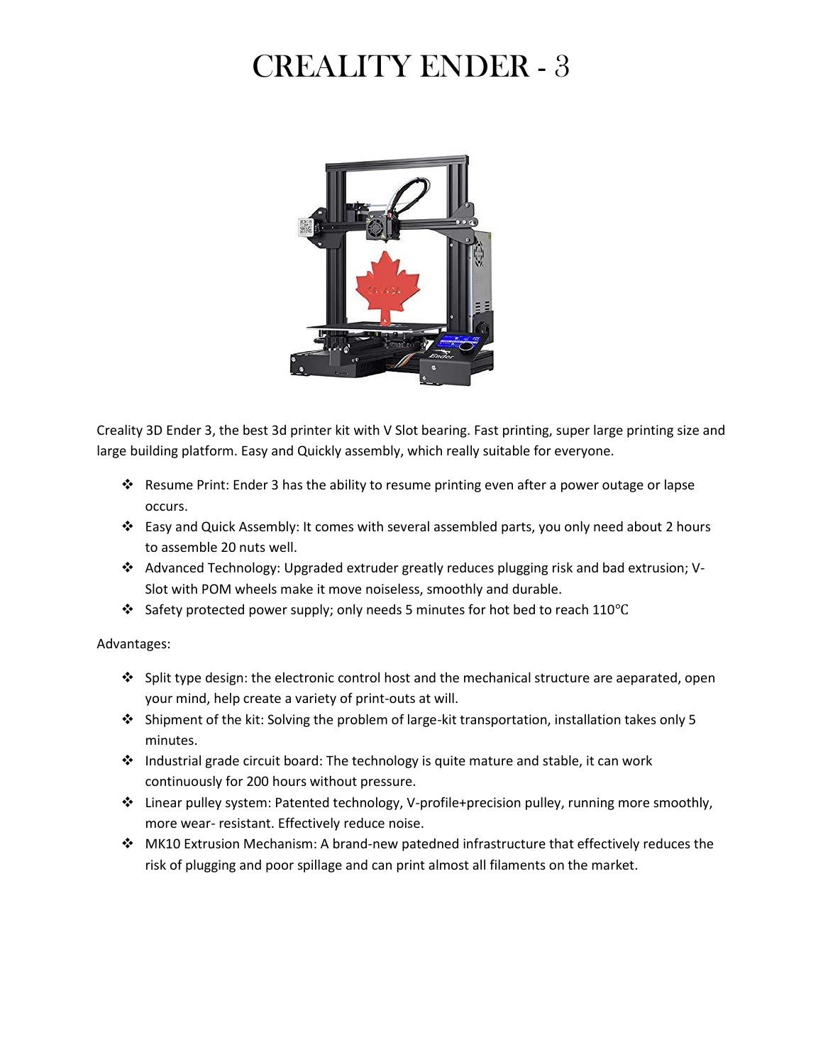# CREALITY ENDER - 3

Creality 3D Ender 3, the best 3d printer kit with V Slot bearing. Fast printing, super large printing size and large building platform. Easy and Quickly assembly, which really suitable for everyone.

- Resume Print: Ender 3 has the ability to resume printing even after a power outage or lapse occurs.
- Easy and Quick Assembly: It comes with several assembled parts, you only need about 2 hours to assemble 20 nuts well.
- Advanced Technology: Upgraded extruder greatly reduces plugging risk and bad extrusion; V-Slot with POM wheels make it move noiseless, smoothly and durable.
- Safety protected power supply; only needs 5 minutes for hot bed to reach 110℃

Advantages:

- Split type design: the electronic control host and the mechanical structure are aeparated, open your mind, help create a variety of print-outs at will.
- Shipment of the kit: Solving the problem of large-kit transportation, installation takes only 5 minutes.
- Industrial grade circuit board: The technology is quite mature and stable, it can work continuously for 200 hours without pressure.
- Linear pulley system: Patented technology, V-profile+precision pulley, running more smoothly, more wear- resistant. Effectively reduce noise.
- MK10 Extrusion Mechanism: A brand-new patedned infrastructure that effectively reduces the risk of plugging and poor spillage and can print almost all filaments on the market.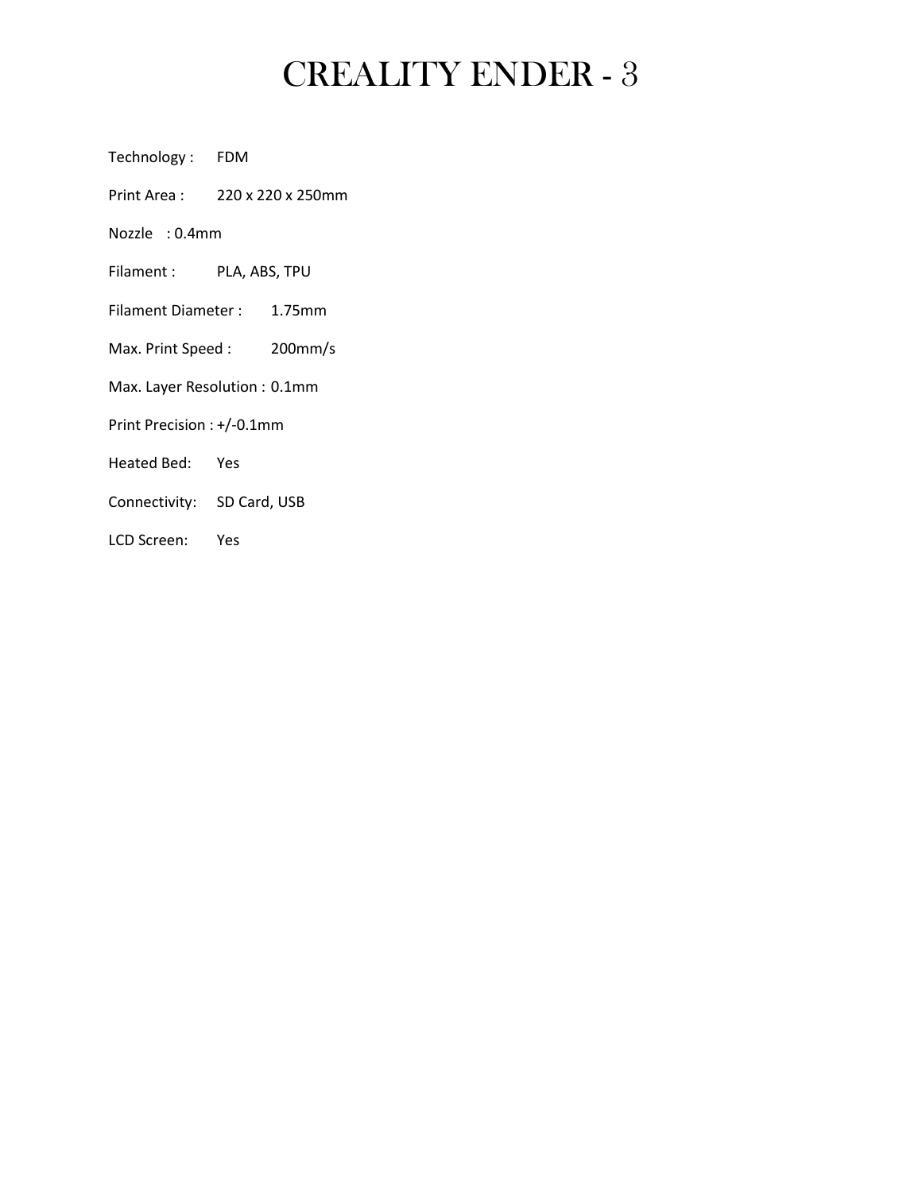# CREALITY ENDER - 3

Technology : FDM

Print Area : 220 x 220 x 250mm

Nozzle : 0.4mm

Filament : PLA, ABS, TPU

Filament Diameter : 1.75mm

Max. Print Speed : 200mm/s

Max. Layer Resolution : 0.1mm

Print Precision : +/-0.1mm

Heated Bed: Yes

Connectivity: SD Card, USB

LCD Screen: Yes